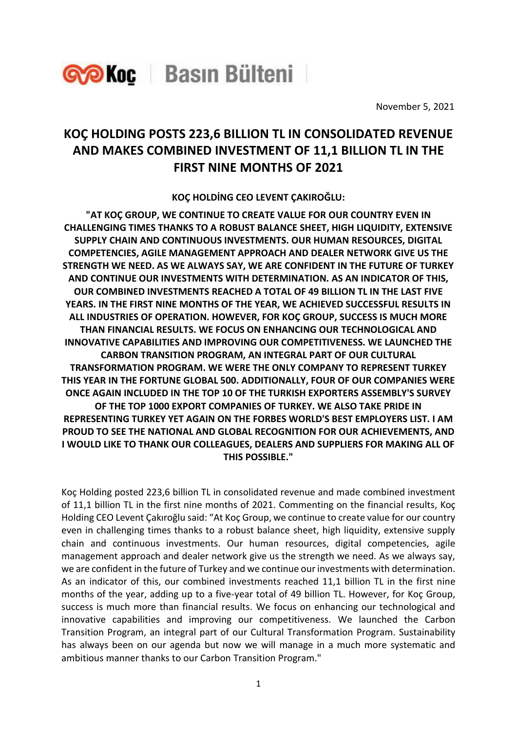Koç | Basın Bülteni

November 5, 2021

# KOÇ HOLDING POSTS 223,6 BILLION TL IN CONSOLIDATED REVENUE AND MAKES COMBINED INVESTMENT OF 11,1 BILLION TL IN THE FIRST NINE MONTHS OF 2021

**KOÇ HOLDİNG CEO LEVENT ÇAKIROĞLU:**

**"AT KOÇ GROUP, WE CONTINUE TO CREATE VALUE FOR OUR COUNTRY EVEN IN CHALLENGING TIMES THANKS TO A ROBUST BALANCE SHEET, HIGH LIQUIDITY, EXTENSIVE SUPPLY CHAIN AND CONTINUOUS INVESTMENTS. OUR HUMAN RESOURCES, DIGITAL COMPETENCIES, AGILE MANAGEMENT APPROACH AND DEALER NETWORK GIVE US THE STRENGTH WE NEED. AS WE ALWAYS SAY, WE ARE CONFIDENT IN THE FUTURE OF TURKEY AND CONTINUE OUR INVESTMENTS WITH DETERMINATION. AS AN INDICATOR OF THIS, OUR COMBINED INVESTMENTS REACHED A TOTAL OF 49 BILLION TL IN THE LAST FIVE YEARS. IN THE FIRST NINE MONTHS OF THE YEAR, WE ACHIEVED SUCCESSFUL RESULTS IN ALL INDUSTRIES OF OPERATION. HOWEVER, FOR KOÇ GROUP, SUCCESS IS MUCH MORE THAN FINANCIAL RESULTS. WE FOCUS ON ENHANCING OUR TECHNOLOGICAL AND INNOVATIVE CAPABILITIES AND IMPROVING OUR COMPETITIVENESS. WE LAUNCHED THE CARBON TRANSITION PROGRAM, AN INTEGRAL PART OF OUR CULTURAL TRANSFORMATION PROGRAM. WE WERE THE ONLY COMPANY TO REPRESENT TURKEY THIS YEAR IN THE FORTUNE GLOBAL 500. ADDITIONALLY, FOUR OF OUR COMPANIES WERE ONCE AGAIN INCLUDED IN THE TOP 10 OF THE TURKISH EXPORTERS ASSEMBLY'S SURVEY OF THE TOP 1000 EXPORT COMPANIES OF TURKEY. WE ALSO TAKE PRIDE IN REPRESENTING TURKEY YET AGAIN ON THE FORBES WORLD'S BEST EMPLOYERS LIST. I AM PROUD TO SEE THE NATIONAL AND GLOBAL RECOGNITION FOR OUR ACHIEVEMENTS, AND I WOULD LIKE TO THANK OUR COLLEAGUES, DEALERS AND SUPPLIERS FOR MAKING ALL OF THIS POSSIBLE."**

Koç Holding posted 223,6 billion TL in consolidated revenue and made combined investment of 11,1 billion TL in the first nine months of 2021. Commenting on the financial results, Koç Holding CEO Levent Çakıroğlu said: "At Koç Group, we continue to create value for our country even in challenging times thanks to a robust balance sheet, high liquidity, extensive supply chain and continuous investments. Our human resources, digital competencies, agile management approach and dealer network give us the strength we need. As we always say, we are confident in the future of Turkey and we continue our investments with determination. As an indicator of this, our combined investments reached 11,1 billion TL in the first nine months of the year, adding up to a five-year total of 49 billion TL. However, for Koç Group, success is much more than financial results. We focus on enhancing our technological and innovative capabilities and improving our competitiveness. We launched the Carbon Transition Program, an integral part of our Cultural Transformation Program. Sustainability has always been on our agenda but now we will manage in a much more systematic and ambitious manner thanks to our Carbon Transition Program."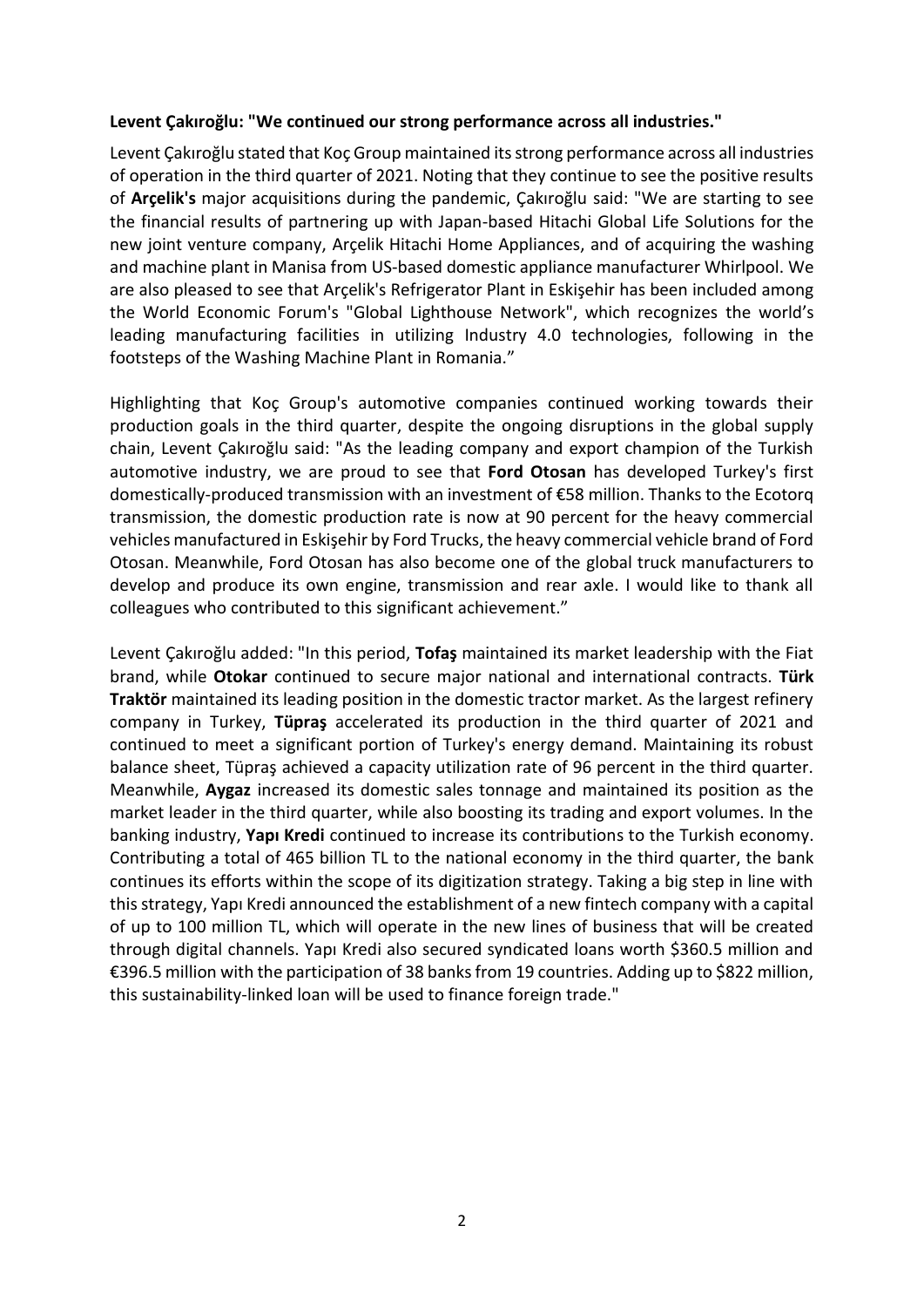**Levent Çakıroğlu: "We continued our strong performance across all industries."**

Levent Çakıroğlu stated that Koç Group maintained its strong performance across all industries of operation in the third quarter of 2021. Noting that they continue to see the positive results of **Arçelik's** major acquisitions during the pandemic, Çakıroğlu said: "We are starting to see the financial results of partnering up with Japan-based Hitachi Global Life Solutions for the new joint venture company, Arçelik Hitachi Home Appliances, and of acquiring the washing and machine plant in Manisa from US-based domestic appliance manufacturer Whirlpool. We are also pleased to see that Arçelik's Refrigerator Plant in Eskişehir has been included among the World Economic Forum's "Global Lighthouse Network", which recognizes the world's leading manufacturing facilities in utilizing Industry 4.0 technologies, following in the footsteps of the Washing Machine Plant in Romania."

Highlighting that Koç Group's automotive companies continued working towards their production goals in the third quarter, despite the ongoing disruptions in the global supply chain, Levent Çakıroğlu said: "As the leading company and export champion of the Turkish automotive industry, we are proud to see that **Ford Otosan** has developed Turkey's first domestically-produced transmission with an investment of €58 million. Thanks to the Ecotorq transmission, the domestic production rate is now at 90 percent for the heavy commercial vehicles manufactured in Eskişehir by Ford Trucks, the heavy commercial vehicle brand of Ford Otosan. Meanwhile, Ford Otosan has also become one of the global truck manufacturers to develop and produce its own engine, transmission and rear axle. I would like to thank all colleagues who contributed to this significant achievement."

Levent Çakıroğlu added: "In this period, **Tofaş** maintained its market leadership with the Fiat brand, while **Otokar** continued to secure major national and international contracts. **Türk Traktör** maintained its leading position in the domestic tractor market. As the largest refinery company in Turkey, **Tüpraş** accelerated its production in the third quarter of 2021 and continued to meet a significant portion of Turkey's energy demand. Maintaining its robust balance sheet, Tüpraş achieved a capacity utilization rate of 96 percent in the third quarter. Meanwhile, **Aygaz** increased its domestic sales tonnage and maintained its position as the market leader in the third quarter, while also boosting its trading and export volumes. In the banking industry, **Yapı Kredi** continued to increase its contributions to the Turkish economy. Contributing a total of 465 billion TL to the national economy in the third quarter, the bank continues its efforts within the scope of its digitization strategy. Taking a big step in line with this strategy, Yapı Kredi announced the establishment of a new fintech company with a capital of up to 100 million TL, which will operate in the new lines of business that will be created through digital channels. Yapı Kredi also secured syndicated loans worth $360.5 million and €396.5 million with the participation of 38 banks from 19 countries. Adding up to $822 million, this sustainability-linked loan will be used to finance foreign trade."